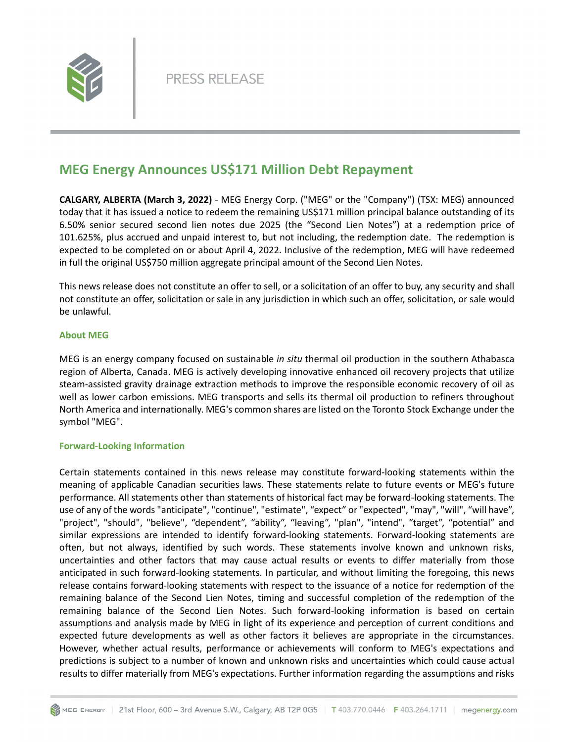PRESS RELEASE

# MEG Energy Announces US$171 Million Debt Repayment

**CALGARY, ALBERTA (March 3, 2022)** - MEG Energy Corp. ("MEG" or the "Company") (TSX: MEG) announced today that it has issued a notice to redeem the remaining US$171 million principal balance outstanding of its 6.50% senior secured second lien notes due 2025 (the "Second Lien Notes") at a redemption price of 101.625%, plus accrued and unpaid interest to, but not including, the redemption date. The redemption is expected to be completed on or about April 4, 2022. Inclusive of the redemption, MEG will have redeemed in full the original US$750 million aggregate principal amount of the Second Lien Notes.

This news release does not constitute an offer to sell, or a solicitation of an offer to buy, any security and shall not constitute an offer, solicitation or sale in any jurisdiction in which such an offer, solicitation, or sale would be unlawful.

## About MEG

MEG is an energy company focused on sustainable *in situ* thermal oil production in the southern Athabasca region of Alberta, Canada. MEG is actively developing innovative enhanced oil recovery projects that utilize steam-assisted gravity drainage extraction methods to improve the responsible economic recovery of oil as well as lower carbon emissions. MEG transports and sells its thermal oil production to refiners throughout North America and internationally. MEG's common shares are listed on the Toronto Stock Exchange under the symbol "MEG".

## Forward-Looking Information

Certain statements contained in this news release may constitute forward-looking statements within the meaning of applicable Canadian securities laws. These statements relate to future events or MEG's future performance. All statements other than statements of historical fact may be forward-looking statements. The use of any of the words "anticipate", "continue", "estimate", "expect" or "expected", "may", "will", "will have", "project", "should", "believe", "dependent", "ability", "leaving", "plan", "intend", "target", "potential" and similar expressions are intended to identify forward-looking statements. Forward-looking statements are often, but not always, identified by such words. These statements involve known and unknown risks, uncertainties and other factors that may cause actual results or events to differ materially from those anticipated in such forward-looking statements. In particular, and without limiting the foregoing, this news release contains forward-looking statements with respect to the issuance of a notice for redemption of the remaining balance of the Second Lien Notes, timing and successful completion of the redemption of the remaining balance of the Second Lien Notes. Such forward-looking information is based on certain assumptions and analysis made by MEG in light of its experience and perception of current conditions and expected future developments as well as other factors it believes are appropriate in the circumstances. However, whether actual results, performance or achievements will conform to MEG's expectations and predictions is subject to a number of known and unknown risks and uncertainties which could cause actual results to differ materially from MEG's expectations. Further information regarding the assumptions and risks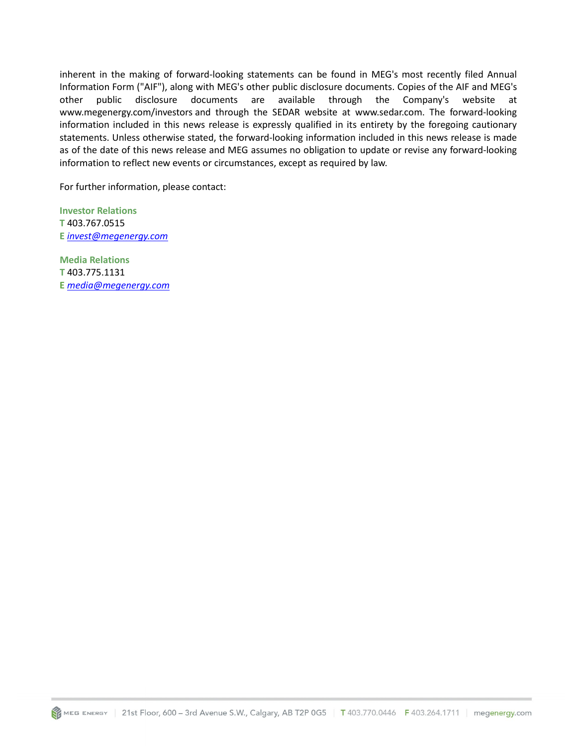inherent in the making of forward-looking statements can be found in MEG's most recently filed Annual Information Form ("AIF"), along with MEG's other public disclosure documents. Copies of the AIF and MEG's other public disclosure documents are available through the Company's website at www.megenergy.com/investors and through the SEDAR website at www.sedar.com. The forward-looking information included in this news release is expressly qualified in its entirety by the foregoing cautionary statements. Unless otherwise stated, the forward-looking information included in this news release is made as of the date of this news release and MEG assumes no obligation to update or revise any forward-looking information to reflect new events or circumstances, except as required by law.

For further information, please contact:

**Investor Relations**
**T** 403.767.0515
**E** *invest@megenergy.com*

**Media Relations**
**T** 403.775.1131
**E** *media@megenergy.com*